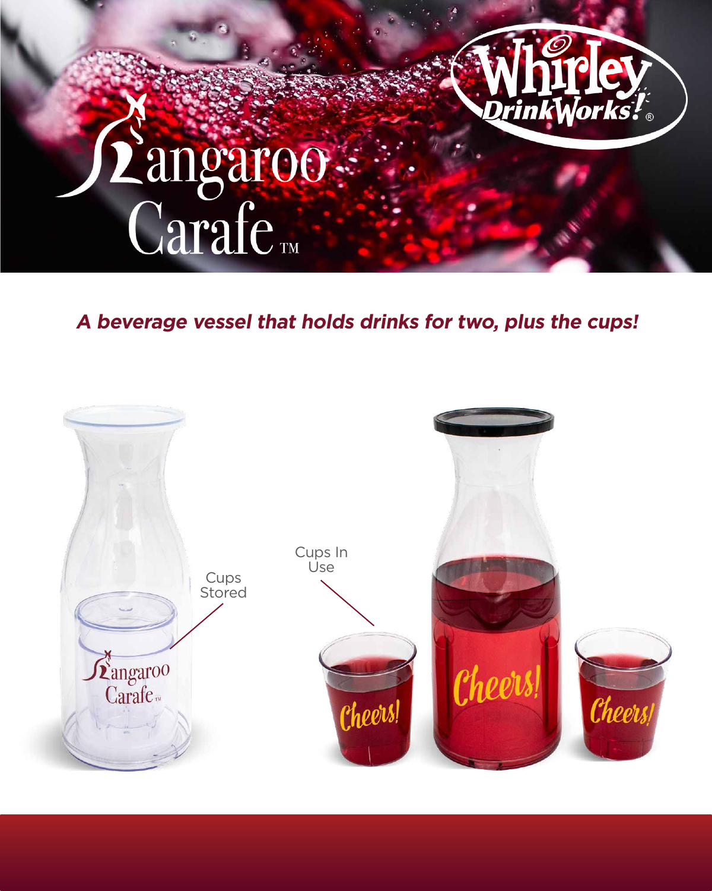# Kangaroo Carafe™

Whirley DrinkWorks!®

***A beverage vessel that holds drinks for two, plus the cups!***

Cups Stored

Cups In Use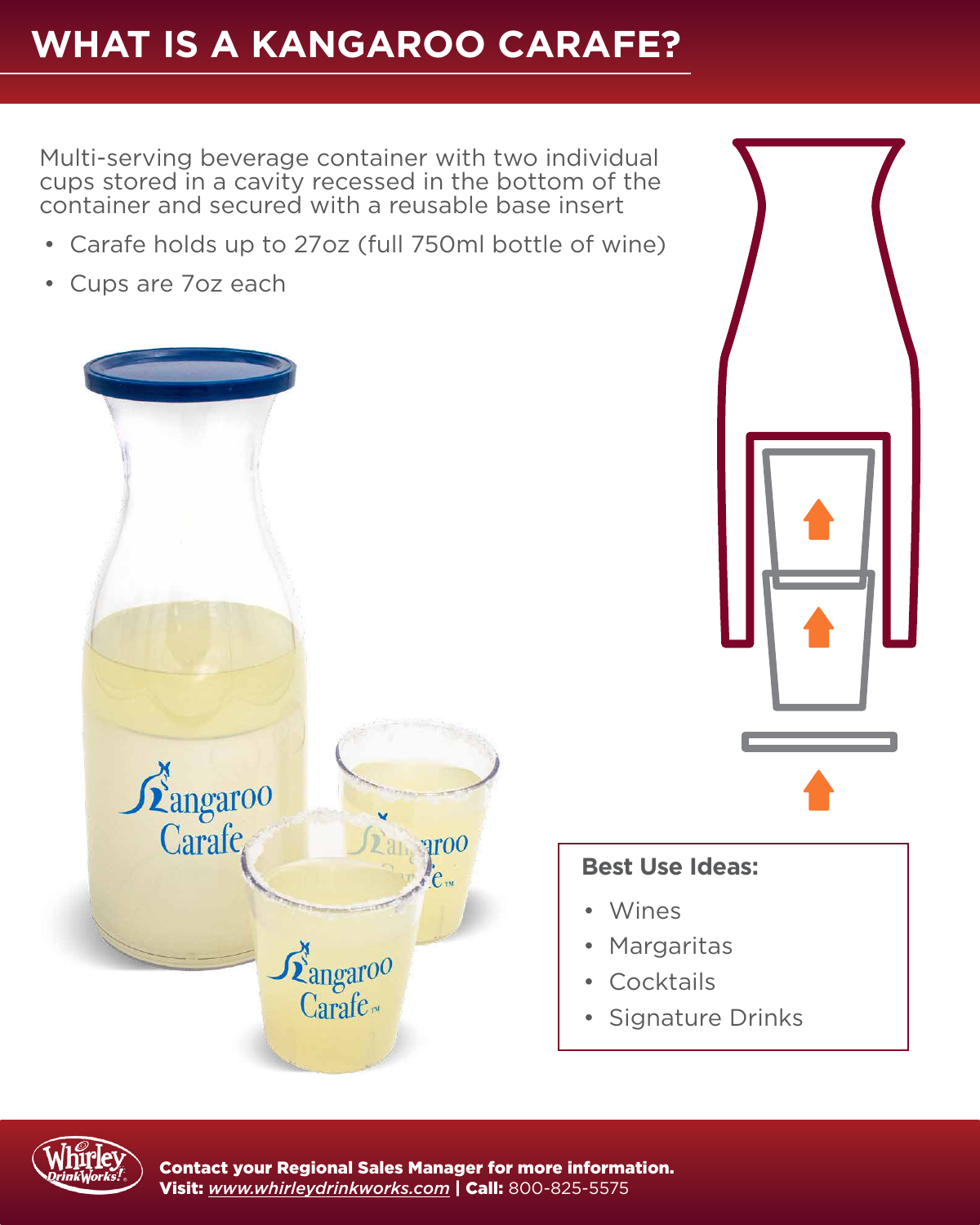# WHAT IS A KANGAROO CARAFE?

Multi-serving beverage container with two individual cups stored in a cavity recessed in the bottom of the container and secured with a reusable base insert

- Carafe holds up to 27oz (full 750ml bottle of wine)
- Cups are 7oz each

**Best Use Ideas:**

- Wines
- Margaritas
- Cocktails
- Signature Drinks

**Contact your Regional Sales Manager for more information.**
**Visit:** *www.whirleydrinkworks.com* | **Call:** 800-825-5575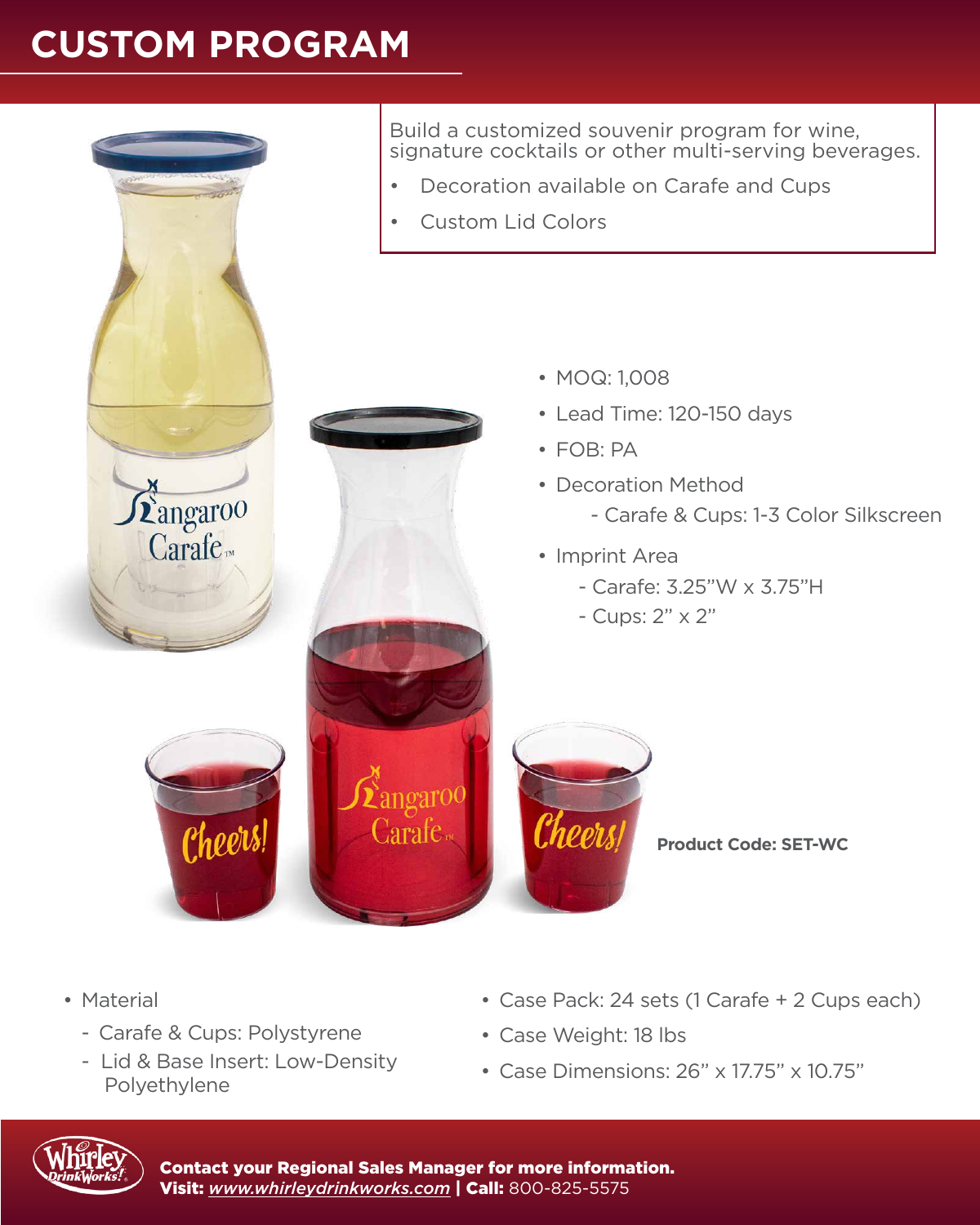# CUSTOM PROGRAM

Build a customized souvenir program for wine, signature cocktails or other multi-serving beverages.

- Decoration available on Carafe and Cups
- Custom Lid Colors

- MOQ: 1,008
- Lead Time: 120-150 days
- FOB: PA
- Decoration Method
  - Carafe & Cups: 1-3 Color Silkscreen
- Imprint Area
  - Carafe: 3.25"W x 3.75"H
  - Cups: 2" x 2"

**Product Code: SET-WC**

- Material
  - Carafe & Cups: Polystyrene
  - Lid & Base Insert: Low-Density Polyethylene
- Case Pack: 24 sets (1 Carafe + 2 Cups each)
- Case Weight: 18 lbs
- Case Dimensions: 26" x 17.75" x 10.75"

**Contact your Regional Sales Manager for more information.**
**Visit:** *www.whirleydrinkworks.com* | **Call:** 800-825-5575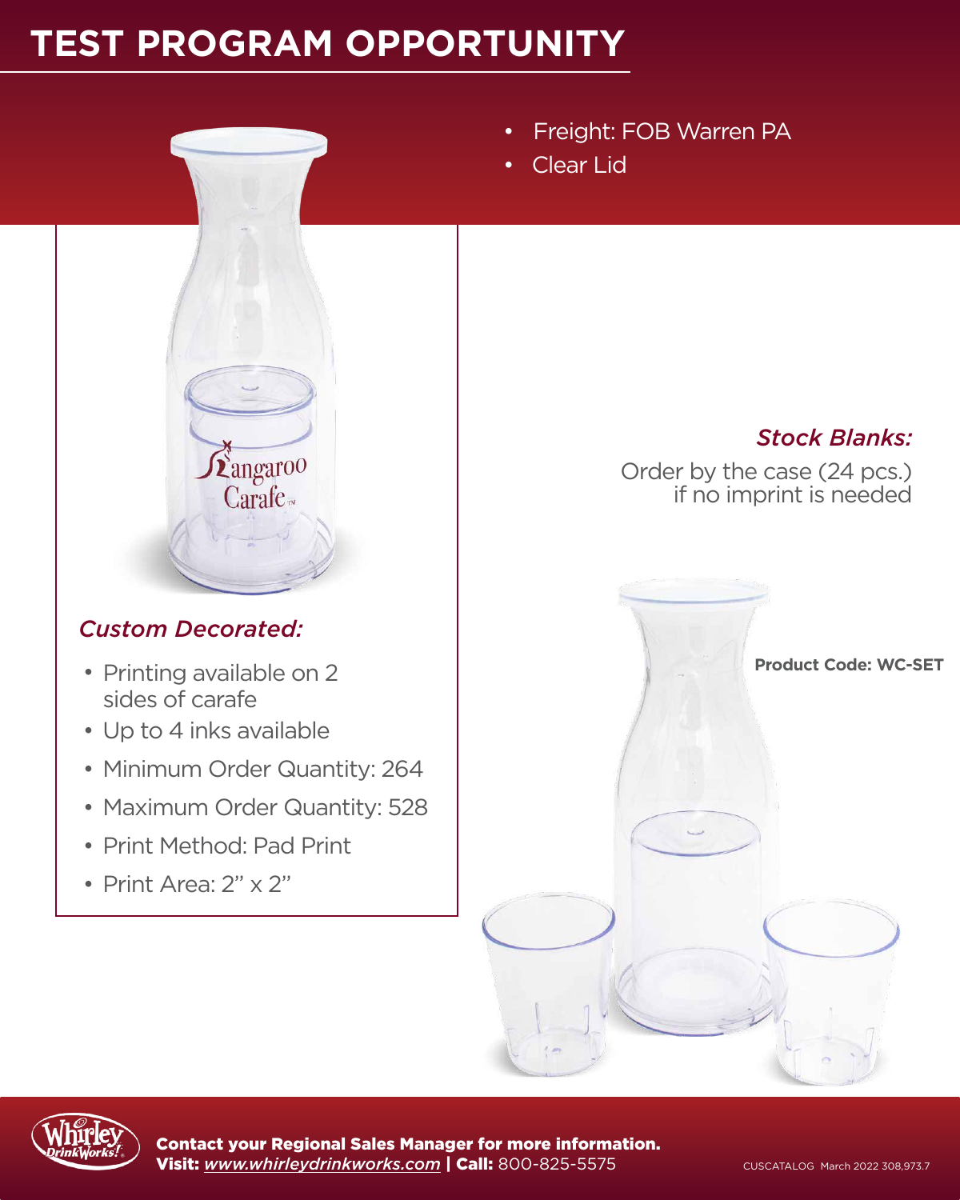# TEST PROGRAM OPPORTUNITY

- Freight: FOB Warren PA
- Clear Lid

*Custom Decorated:*

- Printing available on 2 sides of carafe
- Up to 4 inks available
- Minimum Order Quantity: 264
- Maximum Order Quantity: 528
- Print Method: Pad Print
- Print Area: 2" x 2"

*Stock Blanks:*

Order by the case (24 pcs.) if no imprint is needed

**Product Code: WC-SET**

**Contact your Regional Sales Manager for more information.**
**Visit:** *www.whirleydrinkworks.com* | **Call:** 800-825-5575

CUSCATALOG March 2022 308,973.7